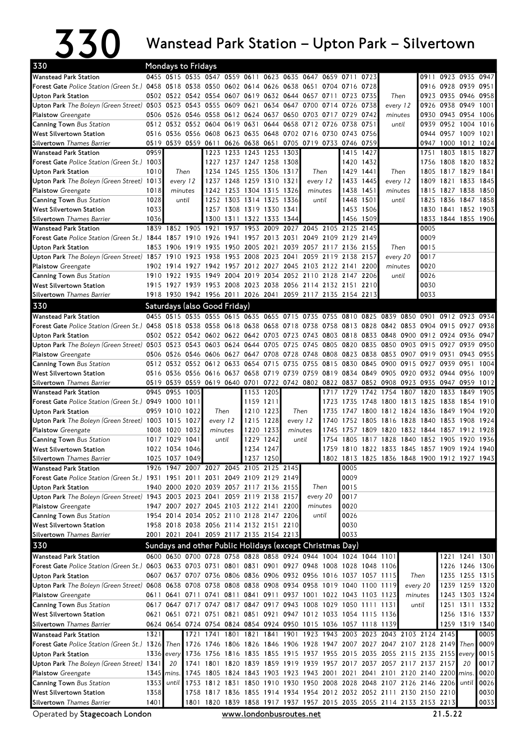# 330 Wanstead Park Station – Upton Park – Silvertown

## 330 Mondays to Fridays

| Stop | | | | | | | | | | | | | | | | | |
|---|---|---|---|---|---|---|---|---|---|---|---|---|---|---|---|---|---|
| Wanstead Park Station | 0455 | 0515 | 0535 | 0547 | 0559 | 0611 | 0623 | 0635 | 0647 | 0659 | 0711 | 0723 | | | 0911 | 0923 | 0935 | 0947 |
| Forest Gate Police Station (Green St.) | 0458 | 0518 | 0538 | 0550 | 0602 | 0614 | 0626 | 0638 | 0651 | 0704 | 0716 | 0728 | | | 0916 | 0928 | 0939 | 0951 |
| Upton Park Station | 0502 | 0522 | 0542 | 0554 | 0607 | 0619 | 0632 | 0644 | 0657 | 0711 | 0723 | 0735 | Then | | 0923 | 0935 | 0946 | 0958 |
| Upton Park The Boleyn (Green Street) | 0503 | 0523 | 0543 | 0555 | 0609 | 0621 | 0634 | 0647 | 0700 | 0714 | 0726 | 0738 | every 12 | | 0926 | 0938 | 0949 | 1001 |
| Plaistow Greengate | 0506 | 0526 | 0546 | 0558 | 0612 | 0624 | 0637 | 0650 | 0703 | 0717 | 0729 | 0742 | minutes | | 0930 | 0943 | 0954 | 1006 |
| Canning Town Bus Station | 0512 | 0532 | 0552 | 0604 | 0619 | 0631 | 0644 | 0658 | 0712 | 0726 | 0738 | 0751 | until | | 0939 | 0952 | 1004 | 1016 |
| West Silvertown Station | 0516 | 0536 | 0556 | 0608 | 0623 | 0635 | 0648 | 0702 | 0716 | 0730 | 0743 | 0756 | | | 0944 | 0957 | 1009 | 1021 |
| Silvertown Thames Barrier | 0519 | 0539 | 0559 | 0611 | 0626 | 0638 | 0651 | 0705 | 0719 | 0733 | 0746 | 0759 | | | 0947 | 1000 | 1012 | 1024 |

| Stop | | | | | | | | | | | | | | | | | |
|---|---|---|---|---|---|---|---|---|---|---|---|---|---|---|---|---|---|
| Wanstead Park Station | 0959 | | 1223 | 1233 | 1243 | 1253 | 1303 | | 1415 | 1427 | | 1751 | 1803 | 1815 | 1827 |
| Forest Gate Police Station (Green St.) | 1003 | | 1227 | 1237 | 1247 | 1258 | 1308 | | 1420 | 1432 | | 1756 | 1808 | 1820 | 1832 |
| Upton Park Station | 1010 | Then | 1234 | 1245 | 1255 | 1306 | 1317 | Then | 1429 | 1441 | Then | 1805 | 1817 | 1829 | 1841 |
| Upton Park The Boleyn (Green Street) | 1013 | every 12 | 1237 | 1248 | 1259 | 1310 | 1321 | every 12 | 1433 | 1445 | every 12 | 1809 | 1821 | 1833 | 1845 |
| Plaistow Greengate | 1018 | minutes | 1242 | 1253 | 1304 | 1315 | 1326 | minutes | 1438 | 1451 | minutes | 1815 | 1827 | 1838 | 1850 |
| Canning Town Bus Station | 1028 | until | 1252 | 1303 | 1314 | 1325 | 1336 | until | 1448 | 1501 | until | 1825 | 1836 | 1847 | 1858 |
| West Silvertown Station | 1033 | | 1257 | 1308 | 1319 | 1330 | 1341 | | 1453 | 1506 | | 1830 | 1841 | 1852 | 1903 |
| Silvertown Thames Barrier | 1036 | | 1300 | 1311 | 1322 | 1333 | 1344 | | 1456 | 1509 | | 1833 | 1844 | 1855 | 1906 |

| Stop | | | | | | | | | | | | | | |
|---|---|---|---|---|---|---|---|---|---|---|---|---|---|---|
| Wanstead Park Station | 1839 | 1852 | 1905 | 1921 | 1937 | 1953 | 2009 | 2027 | 2045 | 2105 | 2125 | 2145 | | 0005 |
| Forest Gate Police Station (Green St.) | 1844 | 1857 | 1910 | 1926 | 1941 | 1957 | 2013 | 2031 | 2049 | 2109 | 2129 | 2149 | | 0009 |
| Upton Park Station | 1853 | 1906 | 1919 | 1935 | 1950 | 2005 | 2021 | 2039 | 2057 | 2117 | 2136 | 2155 | Then | 0015 |
| Upton Park The Boleyn (Green Street) | 1857 | 1910 | 1923 | 1938 | 1953 | 2008 | 2023 | 2041 | 2059 | 2119 | 2138 | 2157 | every 20 | 0017 |
| Plaistow Greengate | 1902 | 1914 | 1927 | 1942 | 1957 | 2012 | 2027 | 2045 | 2103 | 2122 | 2141 | 2200 | minutes | 0020 |
| Canning Town Bus Station | 1910 | 1922 | 1935 | 1949 | 2004 | 2019 | 2034 | 2052 | 2110 | 2128 | 2147 | 2206 | until | 0026 |
| West Silvertown Station | 1915 | 1927 | 1939 | 1953 | 2008 | 2023 | 2038 | 2056 | 2114 | 2132 | 2151 | 2210 | | 0030 |
| Silvertown Thames Barrier | 1918 | 1930 | 1942 | 1956 | 2011 | 2026 | 2041 | 2059 | 2117 | 2135 | 2154 | 2213 | | 0033 |

## 330 Saturdays (also Good Friday)

| Stop | | | | | | | | | | | | | | | | | | |
|---|---|---|---|---|---|---|---|---|---|---|---|---|---|---|---|---|---|---|
| Wanstead Park Station | 0455 | 0515 | 0535 | 0555 | 0615 | 0635 | 0655 | 0715 | 0735 | 0755 | 0810 | 0825 | 0839 | 0850 | 0901 | 0912 | 0923 | 0934 |
| Forest Gate Police Station (Green St.) | 0458 | 0518 | 0538 | 0558 | 0618 | 0638 | 0658 | 0718 | 0738 | 0758 | 0813 | 0828 | 0842 | 0853 | 0904 | 0915 | 0927 | 0938 |
| Upton Park Station | 0502 | 0522 | 0542 | 0602 | 0622 | 0642 | 0703 | 0723 | 0743 | 0803 | 0818 | 0833 | 0848 | 0900 | 0912 | 0924 | 0936 | 0947 |
| Upton Park The Boleyn (Green Street) | 0503 | 0523 | 0543 | 0603 | 0624 | 0644 | 0705 | 0725 | 0745 | 0805 | 0820 | 0835 | 0850 | 0903 | 0915 | 0927 | 0939 | 0950 |
| Plaistow Greengate | 0506 | 0526 | 0546 | 0606 | 0627 | 0647 | 0708 | 0728 | 0748 | 0808 | 0823 | 0838 | 0853 | 0907 | 0919 | 0931 | 0943 | 0955 |
| Canning Town Bus Station | 0512 | 0532 | 0552 | 0612 | 0633 | 0654 | 0715 | 0735 | 0755 | 0815 | 0830 | 0845 | 0900 | 0915 | 0927 | 0939 | 0951 | 1004 |
| West Silvertown Station | 0516 | 0536 | 0556 | 0616 | 0637 | 0658 | 0719 | 0739 | 0759 | 0819 | 0834 | 0849 | 0905 | 0920 | 0932 | 0944 | 0956 | 1009 |
| Silvertown Thames Barrier | 0519 | 0539 | 0559 | 0619 | 0640 | 0701 | 0722 | 0742 | 0802 | 0822 | 0837 | 0852 | 0908 | 0923 | 0935 | 0947 | 0959 | 1012 |

| Stop | | | | | | | | | | | | | | | | | |
|---|---|---|---|---|---|---|---|---|---|---|---|---|---|---|---|---|---|
| Wanstead Park Station | 0945 | 0955 | 1005 | | 1153 | 1205 | | 1717 | 1729 | 1742 | 1754 | 1807 | 1820 | 1833 | 1849 | 1905 |
| Forest Gate Police Station (Green St.) | 0949 | 1000 | 1011 | | 1159 | 1211 | | 1723 | 1735 | 1748 | 1800 | 1813 | 1825 | 1838 | 1854 | 1910 |
| Upton Park Station | 0959 | 1010 | 1022 | Then | 1210 | 1223 | Then | 1735 | 1747 | 1800 | 1812 | 1824 | 1836 | 1849 | 1904 | 1920 |
| Upton Park The Boleyn (Green Street) | 1003 | 1015 | 1027 | every 12 | 1215 | 1228 | every 12 | 1740 | 1752 | 1805 | 1816 | 1828 | 1840 | 1853 | 1908 | 1924 |
| Plaistow Greengate | 1008 | 1020 | 1032 | minutes | 1220 | 1233 | minutes | 1745 | 1757 | 1809 | 1820 | 1832 | 1844 | 1857 | 1912 | 1928 |
| Canning Town Bus Station | 1017 | 1029 | 1041 | until | 1229 | 1242 | until | 1754 | 1805 | 1817 | 1828 | 1840 | 1852 | 1905 | 1920 | 1936 |
| West Silvertown Station | 1022 | 1034 | 1046 | | 1234 | 1247 | | 1759 | 1810 | 1822 | 1833 | 1845 | 1857 | 1909 | 1924 | 1940 |
| Silvertown Thames Barrier | 1025 | 1037 | 1049 | | 1237 | 1250 | | 1802 | 1813 | 1825 | 1836 | 1848 | 1900 | 1912 | 1927 | 1943 |

| Stop | | | | | | | | | | |
|---|---|---|---|---|---|---|---|---|---|---|
| Wanstead Park Station | 1926 | 1947 | 2007 | 2027 | 2045 | 2105 | 2125 | 2145 | | 0005 |
| Forest Gate Police Station (Green St.) | 1931 | 1951 | 2011 | 2031 | 2049 | 2109 | 2129 | 2149 | | 0009 |
| Upton Park Station | 1940 | 2000 | 2020 | 2039 | 2057 | 2117 | 2136 | 2155 | Then | 0015 |
| Upton Park The Boleyn (Green Street) | 1943 | 2003 | 2023 | 2041 | 2059 | 2119 | 2138 | 2157 | every 20 | 0017 |
| Plaistow Greengate | 1947 | 2007 | 2027 | 2045 | 2103 | 2122 | 2141 | 2200 | minutes | 0020 |
| Canning Town Bus Station | 1954 | 2014 | 2034 | 2052 | 2110 | 2128 | 2147 | 2206 | until | 0026 |
| West Silvertown Station | 1958 | 2018 | 2038 | 2056 | 2114 | 2132 | 2151 | 2210 | | 0030 |
| Silvertown Thames Barrier | 2001 | 2021 | 2041 | 2059 | 2117 | 2135 | 2154 | 2213 | | 0033 |

## 330 Sundays and other Public Holidays (except Christmas Day)

| Stop | | | | | | | | | | | | | | | | | |
|---|---|---|---|---|---|---|---|---|---|---|---|---|---|---|---|---|---|
| Wanstead Park Station | 0600 | 0630 | 0700 | 0728 | 0758 | 0828 | 0858 | 0924 | 0944 | 1004 | 1024 | 1044 | 1101 | | 1221 | 1241 | 1301 |
| Forest Gate Police Station (Green St.) | 0603 | 0633 | 0703 | 0731 | 0801 | 0831 | 0901 | 0927 | 0948 | 1008 | 1028 | 1048 | 1106 | | 1226 | 1246 | 1306 |
| Upton Park Station | 0607 | 0637 | 0707 | 0736 | 0806 | 0836 | 0906 | 0932 | 0956 | 1016 | 1037 | 1057 | 1115 | Then | 1235 | 1255 | 1315 |
| Upton Park The Boleyn (Green Street) | 0608 | 0638 | 0708 | 0738 | 0808 | 0838 | 0908 | 0934 | 0958 | 1019 | 1040 | 1100 | 1119 | every 20 | 1239 | 1259 | 1320 |
| Plaistow Greengate | 0611 | 0641 | 0711 | 0741 | 0811 | 0841 | 0911 | 0937 | 1001 | 1022 | 1043 | 1103 | 1123 | minutes | 1243 | 1303 | 1324 |
| Canning Town Bus Station | 0617 | 0647 | 0717 | 0747 | 0817 | 0847 | 0917 | 0943 | 1008 | 1029 | 1050 | 1111 | 1131 | until | 1251 | 1311 | 1332 |
| West Silvertown Station | 0621 | 0651 | 0721 | 0751 | 0821 | 0851 | 0921 | 0947 | 1012 | 1033 | 1054 | 1115 | 1136 | | 1256 | 1316 | 1337 |
| Silvertown Thames Barrier | 0624 | 0654 | 0724 | 0754 | 0824 | 0854 | 0924 | 0950 | 1015 | 1036 | 1057 | 1118 | 1139 | | 1259 | 1319 | 1340 |

| Stop | | | | | | | | | | | | | | | | | | |
|---|---|---|---|---|---|---|---|---|---|---|---|---|---|---|---|---|---|---|
| Wanstead Park Station | 1321 | | 1721 | 1741 | 1801 | 1821 | 1841 | 1901 | 1923 | 1943 | 2003 | 2023 | 2043 | 2103 | 2124 | 2145 | | 0005 |
| Forest Gate Police Station (Green St.) | 1326 | Then | 1726 | 1746 | 1806 | 1826 | 1846 | 1906 | 1928 | 1947 | 2007 | 2027 | 2047 | 2107 | 2128 | 2149 | Then | 0009 |
| Upton Park Station | 1336 | every | 1736 | 1756 | 1816 | 1835 | 1855 | 1915 | 1937 | 1955 | 2015 | 2035 | 2055 | 2115 | 2135 | 2155 | every | 0015 |
| Upton Park The Boleyn (Green Street) | 1341 | 20 | 1741 | 1801 | 1820 | 1839 | 1859 | 1919 | 1939 | 1957 | 2017 | 2037 | 2057 | 2117 | 2137 | 2157 | 20 | 0017 |
| Plaistow Greengate | 1345 | mins. | 1745 | 1805 | 1824 | 1843 | 1903 | 1923 | 1943 | 2001 | 2021 | 2041 | 2101 | 2120 | 2140 | 2200 | mins. | 0020 |
| Canning Town Bus Station | 1353 | until | 1753 | 1812 | 1831 | 1850 | 1910 | 1930 | 1950 | 2008 | 2028 | 2048 | 2107 | 2126 | 2146 | 2206 | until | 0026 |
| West Silvertown Station | 1358 | | 1758 | 1817 | 1836 | 1855 | 1914 | 1934 | 1954 | 2012 | 2032 | 2052 | 2111 | 2130 | 2150 | 2210 | | 0030 |
| Silvertown Thames Barrier | 1401 | | 1801 | 1820 | 1839 | 1858 | 1917 | 1937 | 1957 | 2015 | 2035 | 2055 | 2114 | 2133 | 2153 | 2213 | | 0033 |

Operated by **Stagecoach London** www.londonbusroutes.net 21.5.22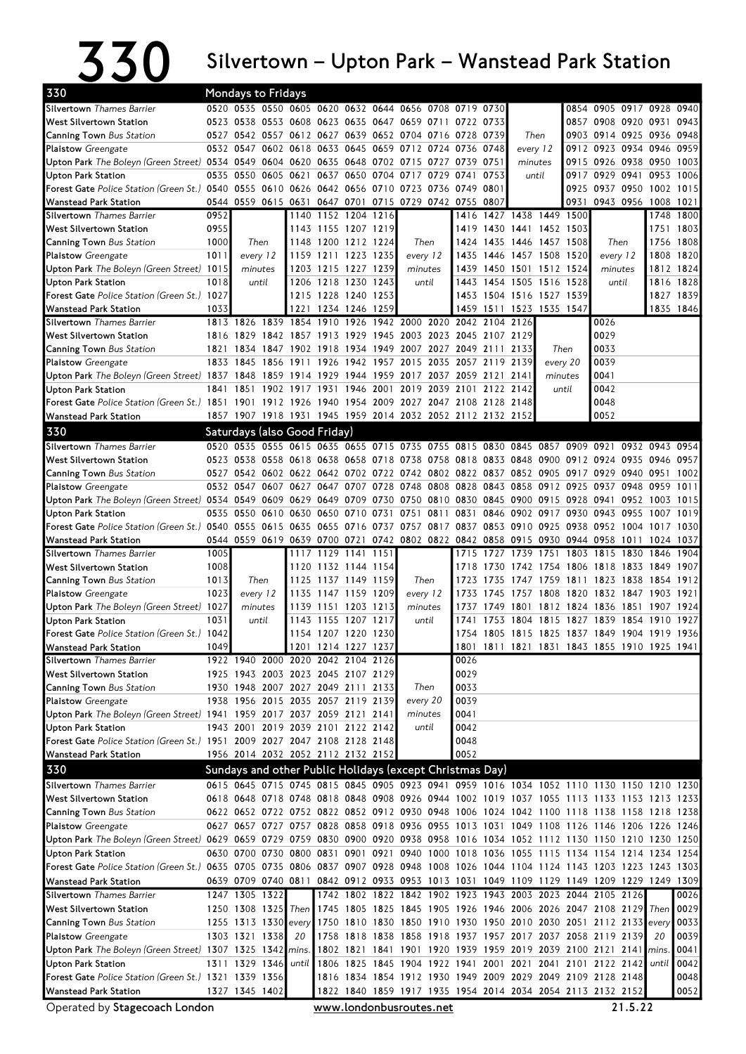# 330 Silvertown – Upton Park – Wanstead Park Station

## Mondays to Fridays

| 330 | | | | | | | | | | | | | | | | | |
|---|---|---|---|---|---|---|---|---|---|---|---|---|---|---|---|---|---|
| **Silvertown** *Thames Barrier* | 0520 | 0535 | 0550 | 0605 | 0620 | 0632 | 0644 | 0656 | 0708 | 0719 | 0730 | | 0854 | 0905 | 0917 | 0928 | 0940 |
| **West Silvertown Station** | 0523 | 0538 | 0553 | 0608 | 0623 | 0635 | 0647 | 0659 | 0711 | 0722 | 0733 | | 0857 | 0908 | 0920 | 0931 | 0943 |
| **Canning Town** *Bus Station* | 0527 | 0542 | 0557 | 0612 | 0627 | 0639 | 0652 | 0704 | 0716 | 0728 | 0739 | Then | 0903 | 0914 | 0925 | 0936 | 0948 |
| **Plaistow** *Greengate* | 0532 | 0547 | 0602 | 0618 | 0633 | 0645 | 0659 | 0712 | 0724 | 0736 | 0748 | every 12 | 0912 | 0923 | 0934 | 0946 | 0959 |
| **Upton Park** *The Boleyn (Green Street)* | 0534 | 0549 | 0604 | 0620 | 0635 | 0648 | 0702 | 0715 | 0727 | 0739 | 0751 | minutes | 0915 | 0926 | 0938 | 0950 | 1003 |
| **Upton Park Station** | 0535 | 0550 | 0605 | 0621 | 0637 | 0650 | 0704 | 0717 | 0729 | 0741 | 0753 | until | 0917 | 0929 | 0941 | 0953 | 1006 |
| **Forest Gate** *Police Station (Green St.)* | 0540 | 0555 | 0610 | 0626 | 0642 | 0656 | 0710 | 0723 | 0736 | 0749 | 0801 | | 0925 | 0937 | 0950 | 1002 | 1015 |
| **Wanstead Park Station** | 0544 | 0559 | 0615 | 0631 | 0647 | 0701 | 0715 | 0729 | 0742 | 0755 | 0807 | | 0931 | 0943 | 0956 | 1008 | 1021 |

| | | | | | | | | | | | | | | | | |
|---|---|---|---|---|---|---|---|---|---|---|---|---|---|---|---|---|
| **Silvertown** *Thames Barrier* | 0952 | | 1140 | 1152 | 1204 | 1216 | | 1416 | 1427 | 1438 | 1449 | 1500 | | 1748 | 1800 |
| **West Silvertown Station** | 0955 | | 1143 | 1155 | 1207 | 1219 | | 1419 | 1430 | 1441 | 1452 | 1503 | | 1751 | 1803 |
| **Canning Town** *Bus Station* | 1000 | Then | 1148 | 1200 | 1212 | 1224 | Then | 1424 | 1435 | 1446 | 1457 | 1508 | Then | 1756 | 1808 |
| **Plaistow** *Greengate* | 1011 | every 12 | 1159 | 1211 | 1223 | 1235 | every 12 | 1435 | 1446 | 1457 | 1508 | 1520 | every 12 | 1808 | 1820 |
| **Upton Park** *The Boleyn (Green Street)* | 1015 | minutes | 1203 | 1215 | 1227 | 1239 | minutes | 1439 | 1450 | 1501 | 1512 | 1524 | minutes | 1812 | 1824 |
| **Upton Park Station** | 1018 | until | 1206 | 1218 | 1230 | 1243 | until | 1443 | 1454 | 1505 | 1516 | 1528 | until | 1816 | 1828 |
| **Forest Gate** *Police Station (Green St.)* | 1027 | | 1215 | 1228 | 1240 | 1253 | | 1453 | 1504 | 1516 | 1527 | 1539 | | 1827 | 1839 |
| **Wanstead Park Station** | 1033 | | 1221 | 1234 | 1246 | 1259 | | 1459 | 1511 | 1523 | 1535 | 1547 | | 1835 | 1846 |

| | | | | | | | | | | | | | | |
|---|---|---|---|---|---|---|---|---|---|---|---|---|---|---|
| **Silvertown** *Thames Barrier* | 1813 | 1826 | 1839 | 1854 | 1910 | 1926 | 1942 | 2000 | 2020 | 2042 | 2104 | 2126 | | 0026 |
| **West Silvertown Station** | 1816 | 1829 | 1842 | 1857 | 1913 | 1929 | 1945 | 2003 | 2023 | 2045 | 2107 | 2129 | | 0029 |
| **Canning Town** *Bus Station* | 1821 | 1834 | 1847 | 1902 | 1918 | 1934 | 1949 | 2007 | 2027 | 2049 | 2111 | 2133 | Then | 0033 |
| **Plaistow** *Greengate* | 1833 | 1845 | 1856 | 1911 | 1926 | 1942 | 1957 | 2015 | 2035 | 2057 | 2119 | 2139 | every 20 | 0039 |
| **Upton Park** *The Boleyn (Green Street)* | 1837 | 1848 | 1859 | 1914 | 1929 | 1944 | 1959 | 2017 | 2037 | 2059 | 2121 | 2141 | minutes | 0041 |
| **Upton Park Station** | 1841 | 1851 | 1902 | 1917 | 1931 | 1946 | 2001 | 2019 | 2039 | 2101 | 2122 | 2142 | until | 0042 |
| **Forest Gate** *Police Station (Green St.)* | 1851 | 1901 | 1912 | 1926 | 1940 | 1954 | 2009 | 2027 | 2047 | 2108 | 2128 | 2148 | | 0048 |
| **Wanstead Park Station** | 1857 | 1907 | 1918 | 1931 | 1945 | 1959 | 2014 | 2032 | 2052 | 2112 | 2132 | 2152 | | 0052 |

## Saturdays (also Good Friday)

| 330 | | | | | | | | | | | | | | | | | |
|---|---|---|---|---|---|---|---|---|---|---|---|---|---|---|---|---|---|
| **Silvertown** *Thames Barrier* | 0520 | 0535 | 0555 | 0615 | 0635 | 0655 | 0715 | 0735 | 0755 | 0815 | 0830 | 0845 | 0857 | 0909 | 0921 | 0932 | 0943 | 0954 |
| **West Silvertown Station** | 0523 | 0538 | 0558 | 0618 | 0638 | 0658 | 0718 | 0738 | 0758 | 0818 | 0833 | 0848 | 0900 | 0912 | 0924 | 0935 | 0946 | 0957 |
| **Canning Town** *Bus Station* | 0527 | 0542 | 0602 | 0622 | 0642 | 0702 | 0722 | 0742 | 0802 | 0822 | 0837 | 0852 | 0905 | 0917 | 0929 | 0940 | 0951 | 1002 |
| **Plaistow** *Greengate* | 0532 | 0547 | 0607 | 0627 | 0647 | 0707 | 0728 | 0748 | 0808 | 0828 | 0843 | 0858 | 0912 | 0925 | 0937 | 0948 | 0959 | 1011 |
| **Upton Park** *The Boleyn (Green Street)* | 0534 | 0549 | 0609 | 0629 | 0649 | 0709 | 0730 | 0750 | 0810 | 0830 | 0845 | 0900 | 0915 | 0928 | 0941 | 0952 | 1003 | 1015 |
| **Upton Park Station** | 0535 | 0550 | 0610 | 0630 | 0650 | 0710 | 0731 | 0751 | 0811 | 0831 | 0846 | 0902 | 0917 | 0930 | 0943 | 0955 | 1007 | 1019 |
| **Forest Gate** *Police Station (Green St.)* | 0540 | 0555 | 0615 | 0635 | 0655 | 0716 | 0737 | 0757 | 0817 | 0837 | 0853 | 0910 | 0925 | 0938 | 0952 | 1004 | 1017 | 1030 |
| **Wanstead Park Station** | 0544 | 0559 | 0619 | 0639 | 0700 | 0721 | 0742 | 0802 | 0822 | 0842 | 0858 | 0915 | 0930 | 0944 | 0958 | 1011 | 1024 | 1037 |

| | | | | | | | | | | | | | | | | | |
|---|---|---|---|---|---|---|---|---|---|---|---|---|---|---|---|---|---|
| **Silvertown** *Thames Barrier* | 1005 | | 1117 | 1129 | 1141 | 1151 | | 1715 | 1727 | 1739 | 1751 | 1803 | 1815 | 1830 | 1846 | 1904 |
| **West Silvertown Station** | 1008 | | 1120 | 1132 | 1144 | 1154 | | 1718 | 1730 | 1742 | 1754 | 1806 | 1818 | 1833 | 1849 | 1907 |
| **Canning Town** *Bus Station* | 1013 | Then | 1125 | 1137 | 1149 | 1159 | Then | 1723 | 1735 | 1747 | 1759 | 1811 | 1823 | 1838 | 1854 | 1912 |
| **Plaistow** *Greengate* | 1023 | every 12 | 1135 | 1147 | 1159 | 1209 | every 12 | 1733 | 1745 | 1757 | 1808 | 1820 | 1832 | 1847 | 1903 | 1921 |
| **Upton Park** *The Boleyn (Green Street)* | 1027 | minutes | 1139 | 1151 | 1203 | 1213 | minutes | 1737 | 1749 | 1801 | 1812 | 1824 | 1836 | 1851 | 1907 | 1924 |
| **Upton Park Station** | 1031 | until | 1143 | 1155 | 1207 | 1217 | until | 1741 | 1753 | 1804 | 1815 | 1827 | 1839 | 1854 | 1910 | 1927 |
| **Forest Gate** *Police Station (Green St.)* | 1042 | | 1154 | 1207 | 1220 | 1230 | | 1754 | 1805 | 1815 | 1825 | 1837 | 1849 | 1904 | 1919 | 1936 |
| **Wanstead Park Station** | 1049 | | 1201 | 1214 | 1227 | 1237 | | 1801 | 1811 | 1821 | 1831 | 1843 | 1855 | 1910 | 1925 | 1941 |

| | | | | | | | | | |
|---|---|---|---|---|---|---|---|---|---|
| **Silvertown** *Thames Barrier* | 1922 | 1940 | 2000 | 2020 | 2042 | 2104 | 2126 | | 0026 |
| **West Silvertown Station** | 1925 | 1943 | 2003 | 2023 | 2045 | 2107 | 2129 | | 0029 |
| **Canning Town** *Bus Station* | 1930 | 1948 | 2007 | 2027 | 2049 | 2111 | 2133 | Then | 0033 |
| **Plaistow** *Greengate* | 1938 | 1956 | 2015 | 2035 | 2057 | 2119 | 2139 | every 20 | 0039 |
| **Upton Park** *The Boleyn (Green Street)* | 1941 | 1959 | 2017 | 2037 | 2059 | 2121 | 2141 | minutes | 0041 |
| **Upton Park Station** | 1943 | 2001 | 2019 | 2039 | 2101 | 2122 | 2142 | until | 0042 |
| **Forest Gate** *Police Station (Green St.)* | 1951 | 2009 | 2027 | 2047 | 2108 | 2128 | 2148 | | 0048 |
| **Wanstead Park Station** | 1956 | 2014 | 2032 | 2052 | 2112 | 2132 | 2152 | | 0052 |

## Sundays and other Public Holidays (except Christmas Day)

| 330 | | | | | | | | | | | | | | | | | | |
|---|---|---|---|---|---|---|---|---|---|---|---|---|---|---|---|---|---|---|
| **Silvertown** *Thames Barrier* | 0615 | 0645 | 0715 | 0745 | 0815 | 0845 | 0905 | 0923 | 0941 | 0959 | 1016 | 1034 | 1052 | 1110 | 1130 | 1150 | 1210 | 1230 |
| **West Silvertown Station** | 0618 | 0648 | 0718 | 0748 | 0818 | 0848 | 0908 | 0926 | 0944 | 1002 | 1019 | 1037 | 1055 | 1113 | 1133 | 1153 | 1213 | 1233 |
| **Canning Town** *Bus Station* | 0622 | 0652 | 0722 | 0752 | 0822 | 0852 | 0912 | 0930 | 0948 | 1006 | 1024 | 1042 | 1100 | 1118 | 1138 | 1158 | 1218 | 1238 |
| **Plaistow** *Greengate* | 0627 | 0657 | 0727 | 0757 | 0828 | 0858 | 0918 | 0936 | 0955 | 1013 | 1031 | 1049 | 1108 | 1126 | 1146 | 1206 | 1226 | 1246 |
| **Upton Park** *The Boleyn (Green Street)* | 0629 | 0659 | 0729 | 0759 | 0830 | 0900 | 0920 | 0938 | 0958 | 1016 | 1034 | 1052 | 1112 | 1130 | 1150 | 1210 | 1230 | 1250 |
| **Upton Park Station** | 0630 | 0700 | 0730 | 0800 | 0831 | 0901 | 0921 | 0940 | 1000 | 1018 | 1036 | 1055 | 1115 | 1134 | 1154 | 1214 | 1234 | 1254 |
| **Forest Gate** *Police Station (Green St.)* | 0635 | 0705 | 0735 | 0806 | 0837 | 0907 | 0928 | 0948 | 1008 | 1026 | 1044 | 1104 | 1124 | 1143 | 1203 | 1223 | 1243 | 1303 |
| **Wanstead Park Station** | 0639 | 0709 | 0740 | 0811 | 0842 | 0912 | 0933 | 0953 | 1013 | 1031 | 1049 | 1109 | 1129 | 1149 | 1209 | 1229 | 1249 | 1309 |

| | | | | | | | | | | | | | | | | | | |
|---|---|---|---|---|---|---|---|---|---|---|---|---|---|---|---|---|---|---|
| **Silvertown** *Thames Barrier* | 1247 | 1305 | 1322 | | 1742 | 1802 | 1822 | 1842 | 1902 | 1923 | 1943 | 2003 | 2023 | 2044 | 2105 | 2126 | | 0026 |
| **West Silvertown Station** | 1250 | 1308 | 1325 | Then | 1745 | 1805 | 1825 | 1845 | 1905 | 1926 | 1946 | 2006 | 2026 | 2047 | 2108 | 2129 | Then | 0029 |
| **Canning Town** *Bus Station* | 1255 | 1313 | 1330 | every | 1750 | 1810 | 1830 | 1850 | 1910 | 1930 | 1950 | 2010 | 2030 | 2051 | 2112 | 2133 | every | 0033 |
| **Plaistow** *Greengate* | 1303 | 1321 | 1338 | 20 | 1758 | 1818 | 1838 | 1858 | 1918 | 1937 | 1957 | 2017 | 2037 | 2058 | 2119 | 2139 | 20 | 0039 |
| **Upton Park** *The Boleyn (Green Street)* | 1307 | 1325 | 1342 | mins. | 1802 | 1821 | 1841 | 1901 | 1920 | 1939 | 1959 | 2019 | 2039 | 2100 | 2121 | 2141 | mins. | 0041 |
| **Upton Park Station** | 1311 | 1329 | 1346 | until | 1806 | 1825 | 1845 | 1904 | 1922 | 1941 | 2001 | 2021 | 2041 | 2101 | 2122 | 2142 | until | 0042 |
| **Forest Gate** *Police Station (Green St.)* | 1321 | 1339 | 1356 | | 1816 | 1834 | 1854 | 1912 | 1930 | 1949 | 2009 | 2029 | 2049 | 2109 | 2128 | 2148 | | 0048 |
| **Wanstead Park Station** | 1327 | 1345 | 1402 | | 1822 | 1840 | 1859 | 1917 | 1935 | 1954 | 2014 | 2034 | 2054 | 2113 | 2132 | 2152 | | 0052 |

Operated by **Stagecoach London** www.londonbusroutes.net 21.5.22